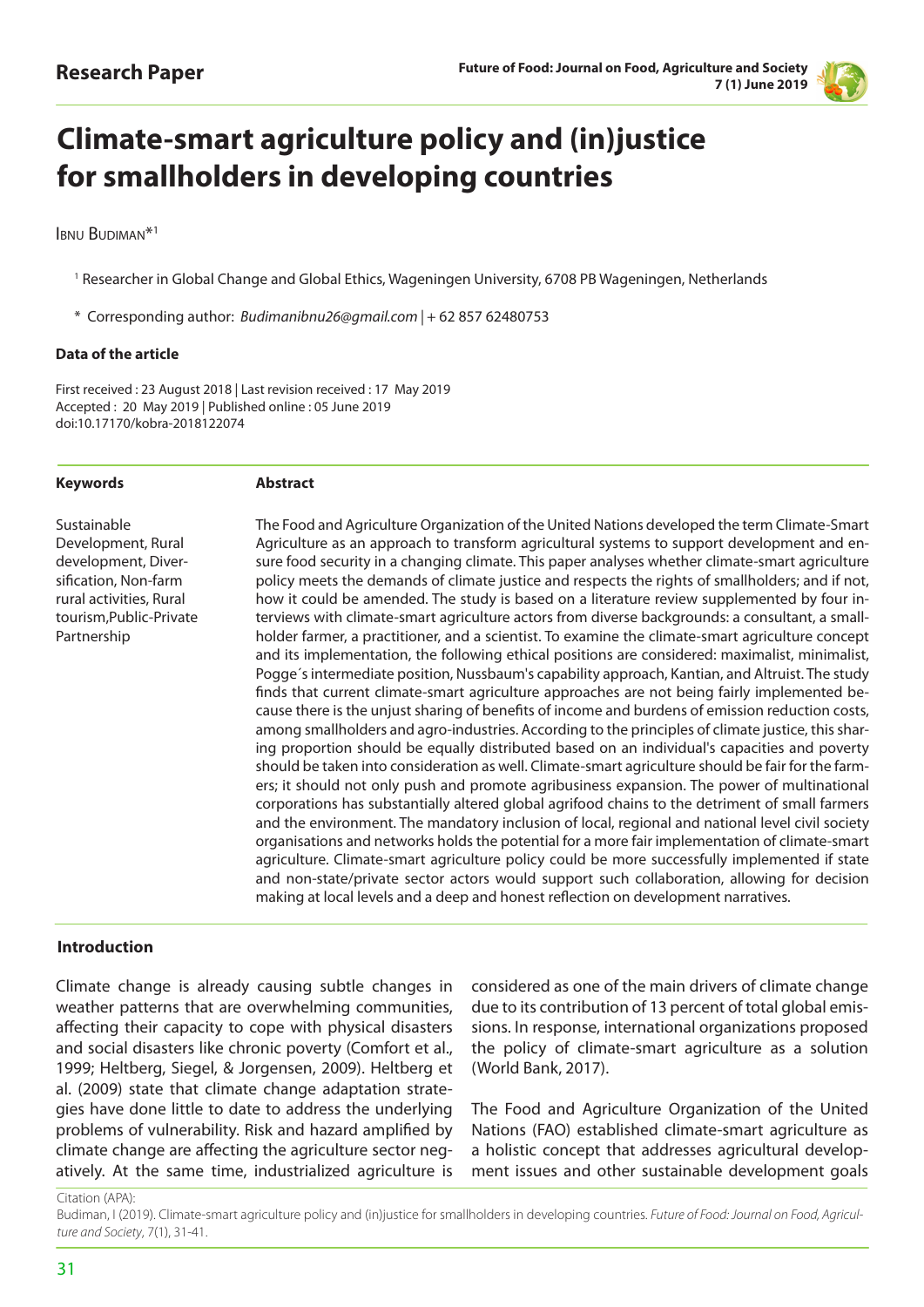Research Paper

# Climate-smart agriculture policy and (in)justice for smallholders in developing countries

Ibnu Budiman*[1]

[1] Researcher in Global Change and Global Ethics, Wageningen University, 6708 PB Wageningen, Netherlands

* Corresponding author: *Budimanibnu26@gmail.com* | + 62 857 62480753

**Data of the article**

First received : 23 August 2018 | Last revision received : 17 May 2019
Accepted : 20 May 2019 | Published online : 05 June 2019
doi:10.17170/kobra-2018122074

**Keywords**

Sustainable Development, Rural development, Diversification, Non-farm rural activities, Rural tourism, Public-Private Partnership

**Abstract**

The Food and Agriculture Organization of the United Nations developed the term Climate-Smart Agriculture as an approach to transform agricultural systems to support development and ensure food security in a changing climate. This paper analyses whether climate-smart agriculture policy meets the demands of climate justice and respects the rights of smallholders; and if not, how it could be amended. The study is based on a literature review supplemented by four interviews with climate-smart agriculture actors from diverse backgrounds: a consultant, a smallholder farmer, a practitioner, and a scientist. To examine the climate-smart agriculture concept and its implementation, the following ethical positions are considered: maximalist, minimalist, Pogge´s intermediate position, Nussbaum's capability approach, Kantian, and Altruist. The study finds that current climate-smart agriculture approaches are not being fairly implemented because there is the unjust sharing of benefits of income and burdens of emission reduction costs, among smallholders and agro-industries. According to the principles of climate justice, this sharing proportion should be equally distributed based on an individual's capacities and poverty should be taken into consideration as well. Climate-smart agriculture should be fair for the farmers; it should not only push and promote agribusiness expansion. The power of multinational corporations has substantially altered global agrifood chains to the detriment of small farmers and the environment. The mandatory inclusion of local, regional and national level civil society organisations and networks holds the potential for a more fair implementation of climate-smart agriculture. Climate-smart agriculture policy could be more successfully implemented if state and non-state/private sector actors would support such collaboration, allowing for decision making at local levels and a deep and honest reflection on development narratives.

## Introduction

Climate change is already causing subtle changes in weather patterns that are overwhelming communities, affecting their capacity to cope with physical disasters and social disasters like chronic poverty (Comfort et al., 1999; Heltberg, Siegel, & Jorgensen, 2009). Heltberg et al. (2009) state that climate change adaptation strategies have done little to date to address the underlying problems of vulnerability. Risk and hazard amplified by climate change are affecting the agriculture sector negatively. At the same time, industrialized agriculture is considered as one of the main drivers of climate change due to its contribution of 13 percent of total global emissions. In response, international organizations proposed the policy of climate-smart agriculture as a solution (World Bank, 2017).

The Food and Agriculture Organization of the United Nations (FAO) established climate-smart agriculture as a holistic concept that addresses agricultural development issues and other sustainable development goals

Citation (APA):
Budiman, I (2019). Climate-smart agriculture policy and (in)justice for smallholders in developing countries. *Future of Food: Journal on Food, Agriculture and Society*, 7(1), 31-41.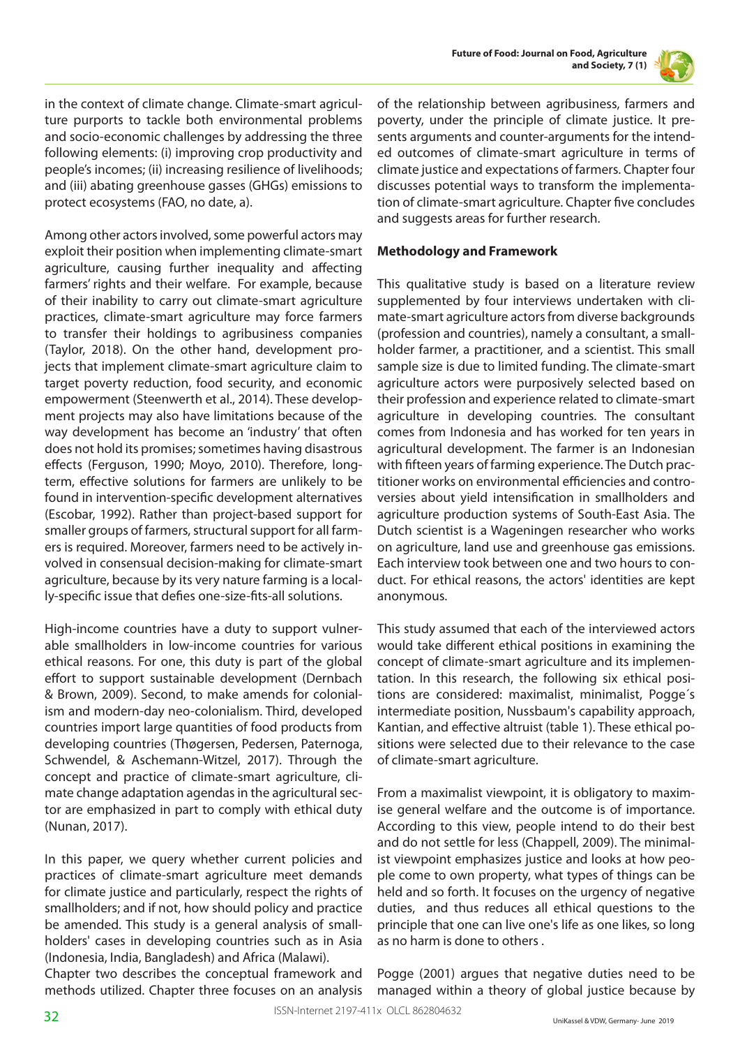in the context of climate change. Climate-smart agriculture purports to tackle both environmental problems and socio-economic challenges by addressing the three following elements: (i) improving crop productivity and people's incomes; (ii) increasing resilience of livelihoods; and (iii) abating greenhouse gasses (GHGs) emissions to protect ecosystems (FAO, no date, a).

Among other actors involved, some powerful actors may exploit their position when implementing climate-smart agriculture, causing further inequality and affecting farmers' rights and their welfare. For example, because of their inability to carry out climate-smart agriculture practices, climate-smart agriculture may force farmers to transfer their holdings to agribusiness companies (Taylor, 2018). On the other hand, development projects that implement climate-smart agriculture claim to target poverty reduction, food security, and economic empowerment (Steenwerth et al., 2014). These development projects may also have limitations because of the way development has become an 'industry' that often does not hold its promises; sometimes having disastrous effects (Ferguson, 1990; Moyo, 2010). Therefore, long-term, effective solutions for farmers are unlikely to be found in intervention-specific development alternatives (Escobar, 1992). Rather than project-based support for smaller groups of farmers, structural support for all farmers is required. Moreover, farmers need to be actively involved in consensual decision-making for climate-smart agriculture, because by its very nature farming is a locally-specific issue that defies one-size-fits-all solutions.

High-income countries have a duty to support vulnerable smallholders in low-income countries for various ethical reasons. For one, this duty is part of the global effort to support sustainable development (Dernbach & Brown, 2009). Second, to make amends for colonialism and modern-day neo-colonialism. Third, developed countries import large quantities of food products from developing countries (Thøgersen, Pedersen, Paternoga, Schwendel, & Aschemann-Witzel, 2017). Through the concept and practice of climate-smart agriculture, climate change adaptation agendas in the agricultural sector are emphasized in part to comply with ethical duty (Nunan, 2017).

In this paper, we query whether current policies and practices of climate-smart agriculture meet demands for climate justice and particularly, respect the rights of smallholders; and if not, how should policy and practice be amended. This study is a general analysis of smallholders' cases in developing countries such as in Asia (Indonesia, India, Bangladesh) and Africa (Malawi).
Chapter two describes the conceptual framework and methods utilized. Chapter three focuses on an analysis of the relationship between agribusiness, farmers and poverty, under the principle of climate justice. It presents arguments and counter-arguments for the intended outcomes of climate-smart agriculture in terms of climate justice and expectations of farmers. Chapter four discusses potential ways to transform the implementation of climate-smart agriculture. Chapter five concludes and suggests areas for further research.

## Methodology and Framework

This qualitative study is based on a literature review supplemented by four interviews undertaken with climate-smart agriculture actors from diverse backgrounds (profession and countries), namely a consultant, a smallholder farmer, a practitioner, and a scientist. This small sample size is due to limited funding. The climate-smart agriculture actors were purposively selected based on their profession and experience related to climate-smart agriculture in developing countries. The consultant comes from Indonesia and has worked for ten years in agricultural development. The farmer is an Indonesian with fifteen years of farming experience. The Dutch practitioner works on environmental efficiencies and controversies about yield intensification in smallholders and agriculture production systems of South-East Asia. The Dutch scientist is a Wageningen researcher who works on agriculture, land use and greenhouse gas emissions. Each interview took between one and two hours to conduct. For ethical reasons, the actors' identities are kept anonymous.

This study assumed that each of the interviewed actors would take different ethical positions in examining the concept of climate-smart agriculture and its implementation. In this research, the following six ethical positions are considered: maximalist, minimalist, Pogge´s intermediate position, Nussbaum's capability approach, Kantian, and effective altruist (table 1). These ethical positions were selected due to their relevance to the case of climate-smart agriculture.

From a maximalist viewpoint, it is obligatory to maximise general welfare and the outcome is of importance. According to this view, people intend to do their best and do not settle for less (Chappell, 2009). The minimalist viewpoint emphasizes justice and looks at how people come to own property, what types of things can be held and so forth. It focuses on the urgency of negative duties, and thus reduces all ethical questions to the principle that one can live one's life as one likes, so long as no harm is done to others .

Pogge (2001) argues that negative duties need to be managed within a theory of global justice because by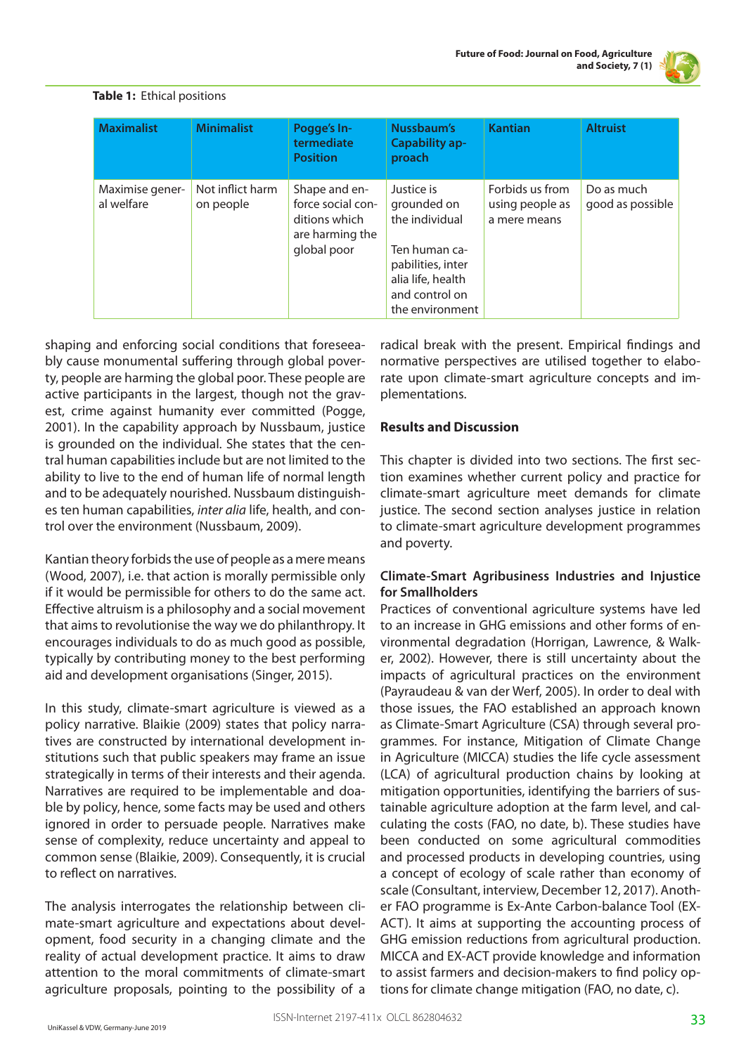**Table 1:** Ethical positions

| Maximalist | Minimalist | Pogge's Intermediate Position | Nussbaum's Capability approach | Kantian | Altruist |
|---|---|---|---|---|---|
| Maximise general welfare | Not inflict harm on people | Shape and enforce social conditions which are harming the global poor | Justice is grounded on the individual<br><br>Ten human capabilities, inter alia life, health and control on the environment | Forbids us from using people as a mere means | Do as much good as possible |

shaping and enforcing social conditions that foreseeably cause monumental suffering through global poverty, people are harming the global poor. These people are active participants in the largest, though not the gravest, crime against humanity ever committed (Pogge, 2001). In the capability approach by Nussbaum, justice is grounded on the individual. She states that the central human capabilities include but are not limited to the ability to live to the end of human life of normal length and to be adequately nourished. Nussbaum distinguishes ten human capabilities, *inter alia* life, health, and control over the environment (Nussbaum, 2009).

Kantian theory forbids the use of people as a mere means (Wood, 2007), i.e. that action is morally permissible only if it would be permissible for others to do the same act. Effective altruism is a philosophy and a social movement that aims to revolutionise the way we do philanthropy. It encourages individuals to do as much good as possible, typically by contributing money to the best performing aid and development organisations (Singer, 2015).

In this study, climate-smart agriculture is viewed as a policy narrative. Blaikie (2009) states that policy narratives are constructed by international development institutions such that public speakers may frame an issue strategically in terms of their interests and their agenda. Narratives are required to be implementable and doable by policy, hence, some facts may be used and others ignored in order to persuade people. Narratives make sense of complexity, reduce uncertainty and appeal to common sense (Blaikie, 2009). Consequently, it is crucial to reflect on narratives.

The analysis interrogates the relationship between climate-smart agriculture and expectations about development, food security in a changing climate and the reality of actual development practice. It aims to draw attention to the moral commitments of climate-smart agriculture proposals, pointing to the possibility of a radical break with the present. Empirical findings and normative perspectives are utilised together to elaborate upon climate-smart agriculture concepts and implementations.

## Results and Discussion

This chapter is divided into two sections. The first section examines whether current policy and practice for climate-smart agriculture meet demands for climate justice. The second section analyses justice in relation to climate-smart agriculture development programmes and poverty.

### Climate-Smart Agribusiness Industries and Injustice for Smallholders

Practices of conventional agriculture systems have led to an increase in GHG emissions and other forms of environmental degradation (Horrigan, Lawrence, & Walker, 2002). However, there is still uncertainty about the impacts of agricultural practices on the environment (Payraudeau & van der Werf, 2005). In order to deal with those issues, the FAO established an approach known as Climate-Smart Agriculture (CSA) through several programmes. For instance, Mitigation of Climate Change in Agriculture (MICCA) studies the life cycle assessment (LCA) of agricultural production chains by looking at mitigation opportunities, identifying the barriers of sustainable agriculture adoption at the farm level, and calculating the costs (FAO, no date, b). These studies have been conducted on some agricultural commodities and processed products in developing countries, using a concept of ecology of scale rather than economy of scale (Consultant, interview, December 12, 2017). Another FAO programme is Ex-Ante Carbon-balance Tool (EX-ACT). It aims at supporting the accounting process of GHG emission reductions from agricultural production. MICCA and EX-ACT provide knowledge and information to assist farmers and decision-makers to find policy options for climate change mitigation (FAO, no date, c).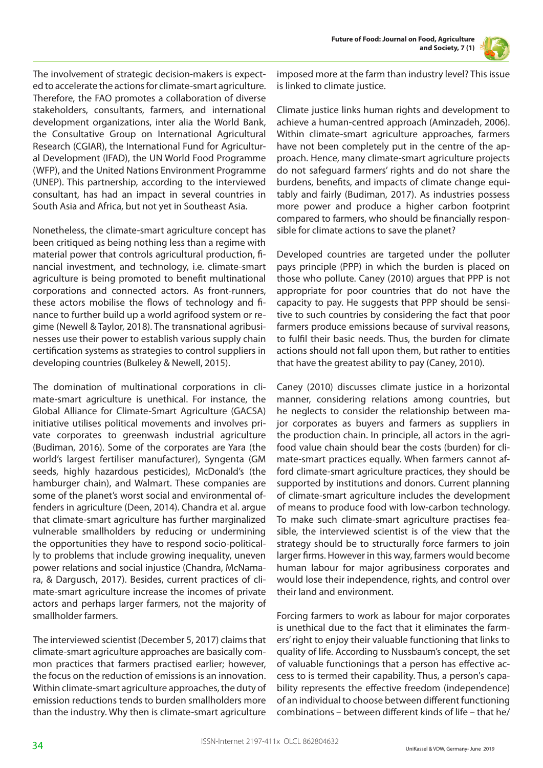The involvement of strategic decision-makers is expected to accelerate the actions for climate-smart agriculture. Therefore, the FAO promotes a collaboration of diverse stakeholders, consultants, farmers, and international development organizations, inter alia the World Bank, the Consultative Group on International Agricultural Research (CGIAR), the International Fund for Agricultural Development (IFAD), the UN World Food Programme (WFP), and the United Nations Environment Programme (UNEP). This partnership, according to the interviewed consultant, has had an impact in several countries in South Asia and Africa, but not yet in Southeast Asia.

Nonetheless, the climate-smart agriculture concept has been critiqued as being nothing less than a regime with material power that controls agricultural production, financial investment, and technology, i.e. climate-smart agriculture is being promoted to benefit multinational corporations and connected actors. As front-runners, these actors mobilise the flows of technology and finance to further build up a world agrifood system or regime (Newell & Taylor, 2018). The transnational agribusinesses use their power to establish various supply chain certification systems as strategies to control suppliers in developing countries (Bulkeley & Newell, 2015).

The domination of multinational corporations in climate-smart agriculture is unethical. For instance, the Global Alliance for Climate-Smart Agriculture (GACSA) initiative utilises political movements and involves private corporates to greenwash industrial agriculture (Budiman, 2016). Some of the corporates are Yara (the world's largest fertiliser manufacturer), Syngenta (GM seeds, highly hazardous pesticides), McDonald's (the hamburger chain), and Walmart. These companies are some of the planet's worst social and environmental offenders in agriculture (Deen, 2014). Chandra et al. argue that climate-smart agriculture has further marginalized vulnerable smallholders by reducing or undermining the opportunities they have to respond socio-politically to problems that include growing inequality, uneven power relations and social injustice (Chandra, McNamara, & Dargusch, 2017). Besides, current practices of climate-smart agriculture increase the incomes of private actors and perhaps larger farmers, not the majority of smallholder farmers.

The interviewed scientist (December 5, 2017) claims that climate-smart agriculture approaches are basically common practices that farmers practised earlier; however, the focus on the reduction of emissions is an innovation. Within climate-smart agriculture approaches, the duty of emission reductions tends to burden smallholders more than the industry. Why then is climate-smart agriculture imposed more at the farm than industry level? This issue is linked to climate justice.

Climate justice links human rights and development to achieve a human-centred approach (Aminzadeh, 2006). Within climate-smart agriculture approaches, farmers have not been completely put in the centre of the approach. Hence, many climate-smart agriculture projects do not safeguard farmers' rights and do not share the burdens, benefits, and impacts of climate change equitably and fairly (Budiman, 2017). As industries possess more power and produce a higher carbon footprint compared to farmers, who should be financially responsible for climate actions to save the planet?

Developed countries are targeted under the polluter pays principle (PPP) in which the burden is placed on those who pollute. Caney (2010) argues that PPP is not appropriate for poor countries that do not have the capacity to pay. He suggests that PPP should be sensitive to such countries by considering the fact that poor farmers produce emissions because of survival reasons, to fulfil their basic needs. Thus, the burden for climate actions should not fall upon them, but rather to entities that have the greatest ability to pay (Caney, 2010).

Caney (2010) discusses climate justice in a horizontal manner, considering relations among countries, but he neglects to consider the relationship between major corporates as buyers and farmers as suppliers in the production chain. In principle, all actors in the agrifood value chain should bear the costs (burden) for climate-smart practices equally. When farmers cannot afford climate-smart agriculture practices, they should be supported by institutions and donors. Current planning of climate-smart agriculture includes the development of means to produce food with low-carbon technology. To make such climate-smart agriculture practises feasible, the interviewed scientist is of the view that the strategy should be to structurally force farmers to join larger firms. However in this way, farmers would become human labour for major agribusiness corporates and would lose their independence, rights, and control over their land and environment.

Forcing farmers to work as labour for major corporates is unethical due to the fact that it eliminates the farmers' right to enjoy their valuable functioning that links to quality of life. According to Nussbaum's concept, the set of valuable functionings that a person has effective access to is termed their capability. Thus, a person's capability represents the effective freedom (independence) of an individual to choose between different functioning combinations – between different kinds of life – that he/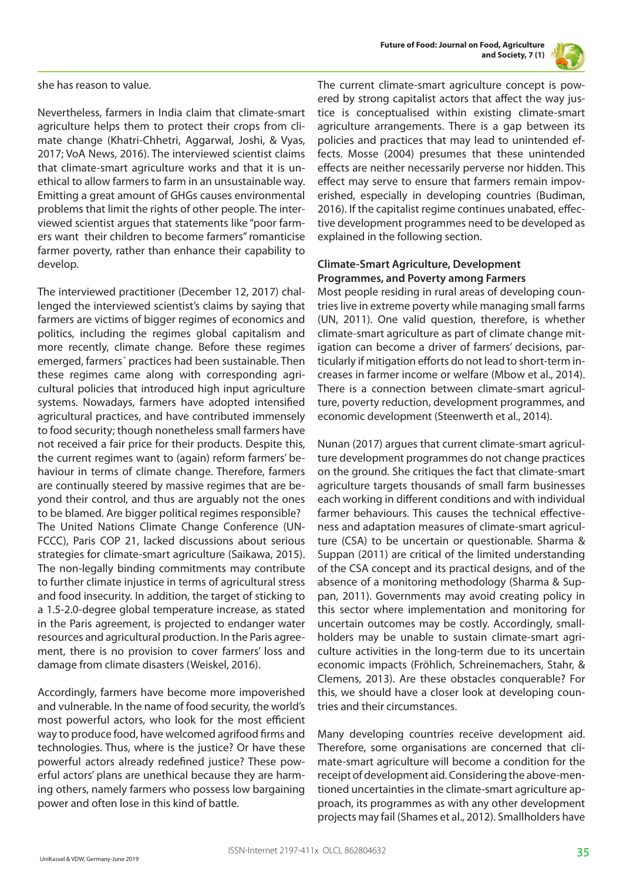she has reason to value.

Nevertheless, farmers in India claim that climate-smart agriculture helps them to protect their crops from climate change (Khatri-Chhetri, Aggarwal, Joshi, & Vyas, 2017; VoA News, 2016). The interviewed scientist claims that climate-smart agriculture works and that it is unethical to allow farmers to farm in an unsustainable way. Emitting a great amount of GHGs causes environmental problems that limit the rights of other people. The interviewed scientist argues that statements like "poor farmers want their children to become farmers" romanticise farmer poverty, rather than enhance their capability to develop.

The interviewed practitioner (December 12, 2017) challenged the interviewed scientist's claims by saying that farmers are victims of bigger regimes of economics and politics, including the regimes global capitalism and more recently, climate change. Before these regimes emerged, farmers´ practices had been sustainable. Then these regimes came along with corresponding agricultural policies that introduced high input agriculture systems. Nowadays, farmers have adopted intensified agricultural practices, and have contributed immensely to food security; though nonetheless small farmers have not received a fair price for their products. Despite this, the current regimes want to (again) reform farmers' behaviour in terms of climate change. Therefore, farmers are continually steered by massive regimes that are beyond their control, and thus are arguably not the ones to be blamed. Are bigger political regimes responsible? The United Nations Climate Change Conference (UNFCCC), Paris COP 21, lacked discussions about serious strategies for climate-smart agriculture (Saikawa, 2015). The non-legally binding commitments may contribute to further climate injustice in terms of agricultural stress and food insecurity. In addition, the target of sticking to a 1.5-2.0-degree global temperature increase, as stated in the Paris agreement, is projected to endanger water resources and agricultural production. In the Paris agreement, there is no provision to cover farmers' loss and damage from climate disasters (Weiskel, 2016).

Accordingly, farmers have become more impoverished and vulnerable. In the name of food security, the world's most powerful actors, who look for the most efficient way to produce food, have welcomed agrifood firms and technologies. Thus, where is the justice? Or have these powerful actors already redefined justice? These powerful actors' plans are unethical because they are harming others, namely farmers who possess low bargaining power and often lose in this kind of battle.

The current climate-smart agriculture concept is powered by strong capitalist actors that affect the way justice is conceptualised within existing climate-smart agriculture arrangements. There is a gap between its policies and practices that may lead to unintended effects. Mosse (2004) presumes that these unintended effects are neither necessarily perverse nor hidden. This effect may serve to ensure that farmers remain impoverished, especially in developing countries (Budiman, 2016). If the capitalist regime continues unabated, effective development programmes need to be developed as explained in the following section.

### Climate-Smart Agriculture, Development Programmes, and Poverty among Farmers

Most people residing in rural areas of developing countries live in extreme poverty while managing small farms (UN, 2011). One valid question, therefore, is whether climate-smart agriculture as part of climate change mitigation can become a driver of farmers' decisions, particularly if mitigation efforts do not lead to short-term increases in farmer income or welfare (Mbow et al., 2014). There is a connection between climate-smart agriculture, poverty reduction, development programmes, and economic development (Steenwerth et al., 2014).

Nunan (2017) argues that current climate-smart agriculture development programmes do not change practices on the ground. She critiques the fact that climate-smart agriculture targets thousands of small farm businesses each working in different conditions and with individual farmer behaviours. This causes the technical effectiveness and adaptation measures of climate-smart agriculture (CSA) to be uncertain or questionable. Sharma & Suppan (2011) are critical of the limited understanding of the CSA concept and its practical designs, and of the absence of a monitoring methodology (Sharma & Suppan, 2011). Governments may avoid creating policy in this sector where implementation and monitoring for uncertain outcomes may be costly. Accordingly, smallholders may be unable to sustain climate-smart agriculture activities in the long-term due to its uncertain economic impacts (Fröhlich, Schreinemachers, Stahr, & Clemens, 2013). Are these obstacles conquerable? For this, we should have a closer look at developing countries and their circumstances.

Many developing countries receive development aid. Therefore, some organisations are concerned that climate-smart agriculture will become a condition for the receipt of development aid. Considering the above-mentioned uncertainties in the climate-smart agriculture approach, its programmes as with any other development projects may fail (Shames et al., 2012). Smallholders have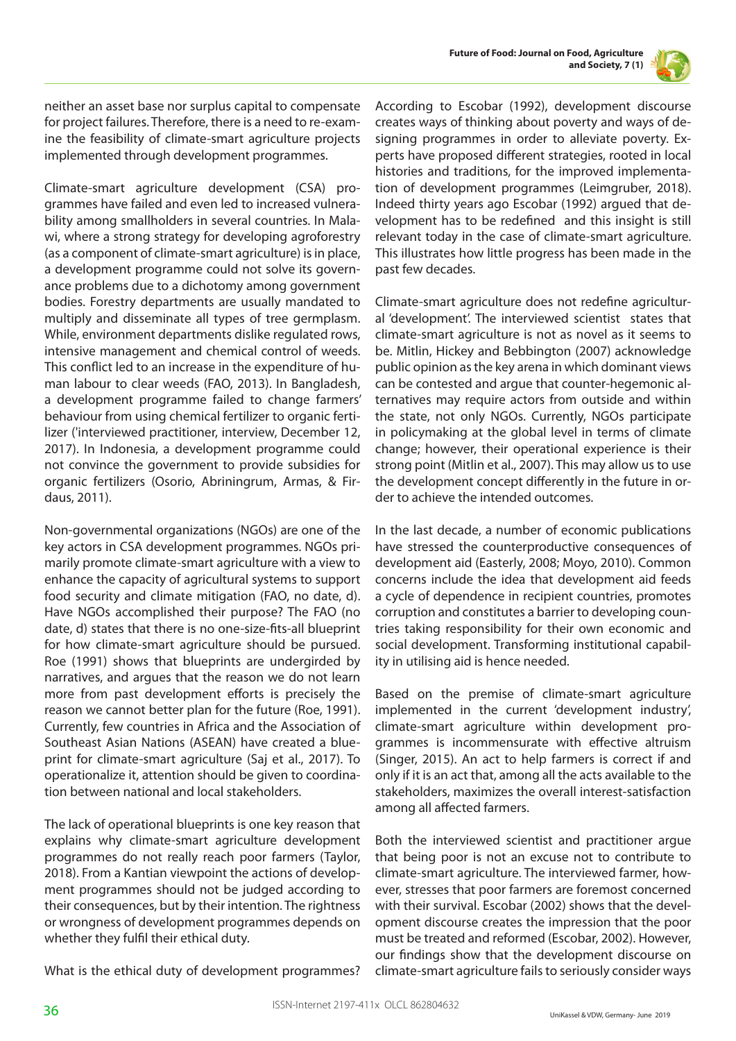neither an asset base nor surplus capital to compensate for project failures. Therefore, there is a need to re-examine the feasibility of climate-smart agriculture projects implemented through development programmes.

Climate-smart agriculture development (CSA) programmes have failed and even led to increased vulnerability among smallholders in several countries. In Malawi, where a strong strategy for developing agroforestry (as a component of climate-smart agriculture) is in place, a development programme could not solve its governance problems due to a dichotomy among government bodies. Forestry departments are usually mandated to multiply and disseminate all types of tree germplasm. While, environment departments dislike regulated rows, intensive management and chemical control of weeds. This conflict led to an increase in the expenditure of human labour to clear weeds (FAO, 2013). In Bangladesh, a development programme failed to change farmers' behaviour from using chemical fertilizer to organic fertilizer ('interviewed practitioner, interview, December 12, 2017). In Indonesia, a development programme could not convince the government to provide subsidies for organic fertilizers (Osorio, Abriningrum, Armas, & Firdaus, 2011).

Non-governmental organizations (NGOs) are one of the key actors in CSA development programmes. NGOs primarily promote climate-smart agriculture with a view to enhance the capacity of agricultural systems to support food security and climate mitigation (FAO, no date, d). Have NGOs accomplished their purpose? The FAO (no date, d) states that there is no one-size-fits-all blueprint for how climate-smart agriculture should be pursued. Roe (1991) shows that blueprints are undergirded by narratives, and argues that the reason we do not learn more from past development efforts is precisely the reason we cannot better plan for the future (Roe, 1991). Currently, few countries in Africa and the Association of Southeast Asian Nations (ASEAN) have created a blueprint for climate-smart agriculture (Saj et al., 2017). To operationalize it, attention should be given to coordination between national and local stakeholders.

The lack of operational blueprints is one key reason that explains why climate-smart agriculture development programmes do not really reach poor farmers (Taylor, 2018). From a Kantian viewpoint the actions of development programmes should not be judged according to their consequences, but by their intention. The rightness or wrongness of development programmes depends on whether they fulfil their ethical duty.

What is the ethical duty of development programmes? According to Escobar (1992), development discourse creates ways of thinking about poverty and ways of designing programmes in order to alleviate poverty. Experts have proposed different strategies, rooted in local histories and traditions, for the improved implementation of development programmes (Leimgruber, 2018). Indeed thirty years ago Escobar (1992) argued that development has to be redefined and this insight is still relevant today in the case of climate-smart agriculture. This illustrates how little progress has been made in the past few decades.

Climate-smart agriculture does not redefine agricultural 'development'. The interviewed scientist states that climate-smart agriculture is not as novel as it seems to be. Mitlin, Hickey and Bebbington (2007) acknowledge public opinion as the key arena in which dominant views can be contested and argue that counter-hegemonic alternatives may require actors from outside and within the state, not only NGOs. Currently, NGOs participate in policymaking at the global level in terms of climate change; however, their operational experience is their strong point (Mitlin et al., 2007). This may allow us to use the development concept differently in the future in order to achieve the intended outcomes.

In the last decade, a number of economic publications have stressed the counterproductive consequences of development aid (Easterly, 2008; Moyo, 2010). Common concerns include the idea that development aid feeds a cycle of dependence in recipient countries, promotes corruption and constitutes a barrier to developing countries taking responsibility for their own economic and social development. Transforming institutional capability in utilising aid is hence needed.

Based on the premise of climate-smart agriculture implemented in the current 'development industry', climate-smart agriculture within development programmes is incommensurate with effective altruism (Singer, 2015). An act to help farmers is correct if and only if it is an act that, among all the acts available to the stakeholders, maximizes the overall interest-satisfaction among all affected farmers.

Both the interviewed scientist and practitioner argue that being poor is not an excuse not to contribute to climate-smart agriculture. The interviewed farmer, however, stresses that poor farmers are foremost concerned with their survival. Escobar (2002) shows that the development discourse creates the impression that the poor must be treated and reformed (Escobar, 2002). However, our findings show that the development discourse on climate-smart agriculture fails to seriously consider ways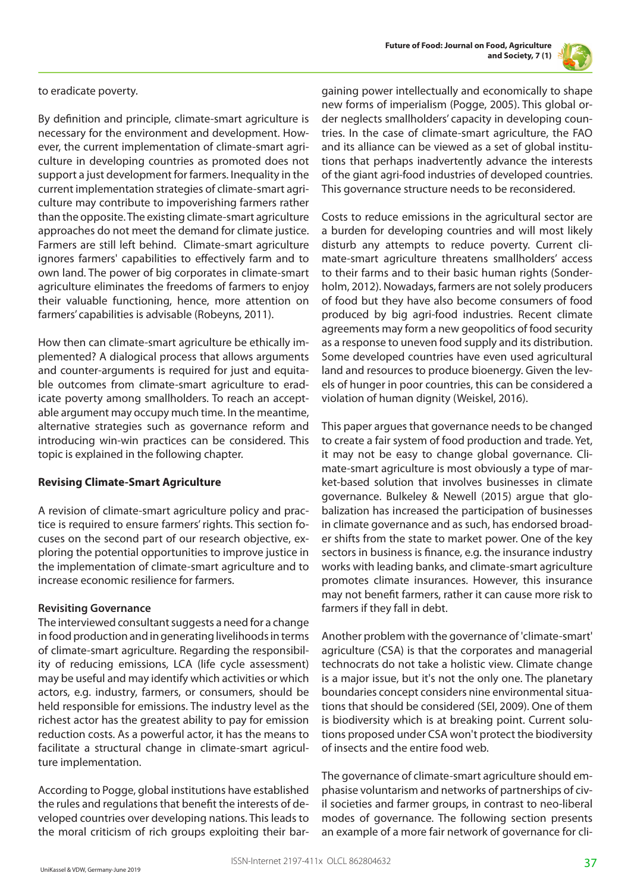to eradicate poverty.

By definition and principle, climate-smart agriculture is necessary for the environment and development. However, the current implementation of climate-smart agriculture in developing countries as promoted does not support a just development for farmers. Inequality in the current implementation strategies of climate-smart agriculture may contribute to impoverishing farmers rather than the opposite. The existing climate-smart agriculture approaches do not meet the demand for climate justice. Farmers are still left behind. Climate-smart agriculture ignores farmers' capabilities to effectively farm and to own land. The power of big corporates in climate-smart agriculture eliminates the freedoms of farmers to enjoy their valuable functioning, hence, more attention on farmers' capabilities is advisable (Robeyns, 2011).

How then can climate-smart agriculture be ethically implemented? A dialogical process that allows arguments and counter-arguments is required for just and equitable outcomes from climate-smart agriculture to eradicate poverty among smallholders. To reach an acceptable argument may occupy much time. In the meantime, alternative strategies such as governance reform and introducing win-win practices can be considered. This topic is explained in the following chapter.

## Revising Climate-Smart Agriculture

A revision of climate-smart agriculture policy and practice is required to ensure farmers' rights. This section focuses on the second part of our research objective, exploring the potential opportunities to improve justice in the implementation of climate-smart agriculture and to increase economic resilience for farmers.

### Revisiting Governance

The interviewed consultant suggests a need for a change in food production and in generating livelihoods in terms of climate-smart agriculture. Regarding the responsibility of reducing emissions, LCA (life cycle assessment) may be useful and may identify which activities or which actors, e.g. industry, farmers, or consumers, should be held responsible for emissions. The industry level as the richest actor has the greatest ability to pay for emission reduction costs. As a powerful actor, it has the means to facilitate a structural change in climate-smart agriculture implementation.

According to Pogge, global institutions have established the rules and regulations that benefit the interests of developed countries over developing nations. This leads to the moral criticism of rich groups exploiting their bargaining power intellectually and economically to shape new forms of imperialism (Pogge, 2005). This global order neglects smallholders' capacity in developing countries. In the case of climate-smart agriculture, the FAO and its alliance can be viewed as a set of global institutions that perhaps inadvertently advance the interests of the giant agri-food industries of developed countries. This governance structure needs to be reconsidered.

Costs to reduce emissions in the agricultural sector are a burden for developing countries and will most likely disturb any attempts to reduce poverty. Current climate-smart agriculture threatens smallholders' access to their farms and to their basic human rights (Sonderholm, 2012). Nowadays, farmers are not solely producers of food but they have also become consumers of food produced by big agri-food industries. Recent climate agreements may form a new geopolitics of food security as a response to uneven food supply and its distribution. Some developed countries have even used agricultural land and resources to produce bioenergy. Given the levels of hunger in poor countries, this can be considered a violation of human dignity (Weiskel, 2016).

This paper argues that governance needs to be changed to create a fair system of food production and trade. Yet, it may not be easy to change global governance. Climate-smart agriculture is most obviously a type of market-based solution that involves businesses in climate governance. Bulkeley & Newell (2015) argue that globalization has increased the participation of businesses in climate governance and as such, has endorsed broader shifts from the state to market power. One of the key sectors in business is finance, e.g. the insurance industry works with leading banks, and climate-smart agriculture promotes climate insurances. However, this insurance may not benefit farmers, rather it can cause more risk to farmers if they fall in debt.

Another problem with the governance of 'climate-smart' agriculture (CSA) is that the corporates and managerial technocrats do not take a holistic view. Climate change is a major issue, but it's not the only one. The planetary boundaries concept considers nine environmental situations that should be considered (SEI, 2009). One of them is biodiversity which is at breaking point. Current solutions proposed under CSA won't protect the biodiversity of insects and the entire food web.

The governance of climate-smart agriculture should emphasise voluntarism and networks of partnerships of civil societies and farmer groups, in contrast to neo-liberal modes of governance. The following section presents an example of a more fair network of governance for cli-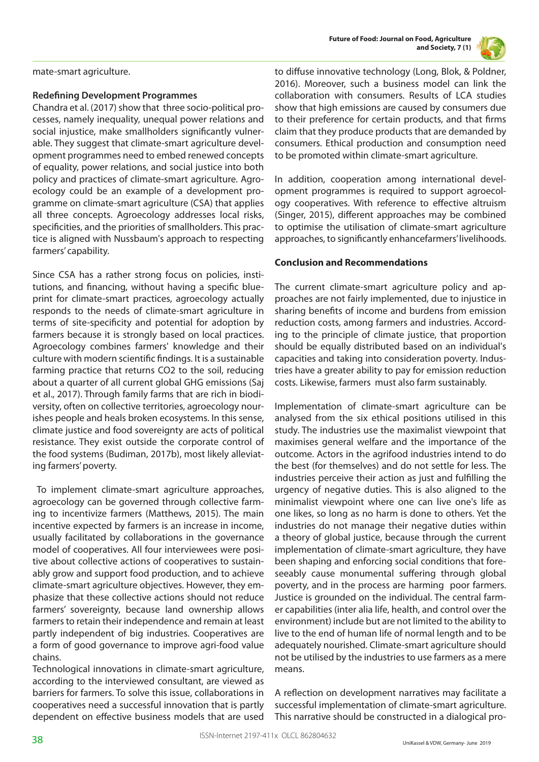mate-smart agriculture.

**Redefining Development Programmes**

Chandra et al. (2017) show that three socio-political processes, namely inequality, unequal power relations and social injustice, make smallholders significantly vulnerable. They suggest that climate-smart agriculture development programmes need to embed renewed concepts of equality, power relations, and social justice into both policy and practices of climate-smart agriculture. Agroecology could be an example of a development programme on climate-smart agriculture (CSA) that applies all three concepts. Agroecology addresses local risks, specificities, and the priorities of smallholders. This practice is aligned with Nussbaum's approach to respecting farmers' capability.

Since CSA has a rather strong focus on policies, institutions, and financing, without having a specific blueprint for climate-smart practices, agroecology actually responds to the needs of climate-smart agriculture in terms of site-specificity and potential for adoption by farmers because it is strongly based on local practices. Agroecology combines farmers' knowledge and their culture with modern scientific findings. It is a sustainable farming practice that returns $CO_2$ to the soil, reducing about a quarter of all current global GHG emissions (Saj et al., 2017). Through family farms that are rich in biodiversity, often on collective territories, agroecology nourishes people and heals broken ecosystems. In this sense, climate justice and food sovereignty are acts of political resistance. They exist outside the corporate control of the food systems (Budiman, 2017b), most likely alleviating farmers' poverty.

To implement climate-smart agriculture approaches, agroecology can be governed through collective farming to incentivize farmers (Matthews, 2015). The main incentive expected by farmers is an increase in income, usually facilitated by collaborations in the governance model of cooperatives. All four interviewees were positive about collective actions of cooperatives to sustainably grow and support food production, and to achieve climate-smart agriculture objectives. However, they emphasize that these collective actions should not reduce farmers' sovereignty, because land ownership allows farmers to retain their independence and remain at least partly independent of big industries. Cooperatives are a form of good governance to improve agri-food value chains.

Technological innovations in climate-smart agriculture, according to the interviewed consultant, are viewed as barriers for farmers. To solve this issue, collaborations in cooperatives need a successful innovation that is partly dependent on effective business models that are used to diffuse innovative technology (Long, Blok, & Poldner, 2016). Moreover, such a business model can link the collaboration with consumers. Results of LCA studies show that high emissions are caused by consumers due to their preference for certain products, and that firms claim that they produce products that are demanded by consumers. Ethical production and consumption need to be promoted within climate-smart agriculture.

In addition, cooperation among international development programmes is required to support agroecology cooperatives. With reference to effective altruism (Singer, 2015), different approaches may be combined to optimise the utilisation of climate-smart agriculture approaches, to significantly enhancefarmers' livelihoods.

**Conclusion and Recommendations**

The current climate-smart agriculture policy and approaches are not fairly implemented, due to injustice in sharing benefits of income and burdens from emission reduction costs, among farmers and industries. According to the principle of climate justice, that proportion should be equally distributed based on an individual's capacities and taking into consideration poverty. Industries have a greater ability to pay for emission reduction costs. Likewise, farmers must also farm sustainably.

Implementation of climate-smart agriculture can be analysed from the six ethical positions utilised in this study. The industries use the maximalist viewpoint that maximises general welfare and the importance of the outcome. Actors in the agrifood industries intend to do the best (for themselves) and do not settle for less. The industries perceive their action as just and fulfilling the urgency of negative duties. This is also aligned to the minimalist viewpoint where one can live one's life as one likes, so long as no harm is done to others. Yet the industries do not manage their negative duties within a theory of global justice, because through the current implementation of climate-smart agriculture, they have been shaping and enforcing social conditions that foreseeably cause monumental suffering through global poverty, and in the process are harming poor farmers. Justice is grounded on the individual. The central farmer capabilities (inter alia life, health, and control over the environment) include but are not limited to the ability to live to the end of human life of normal length and to be adequately nourished. Climate-smart agriculture should not be utilised by the industries to use farmers as a mere means.

A reflection on development narratives may facilitate a successful implementation of climate-smart agriculture. This narrative should be constructed in a dialogical pro-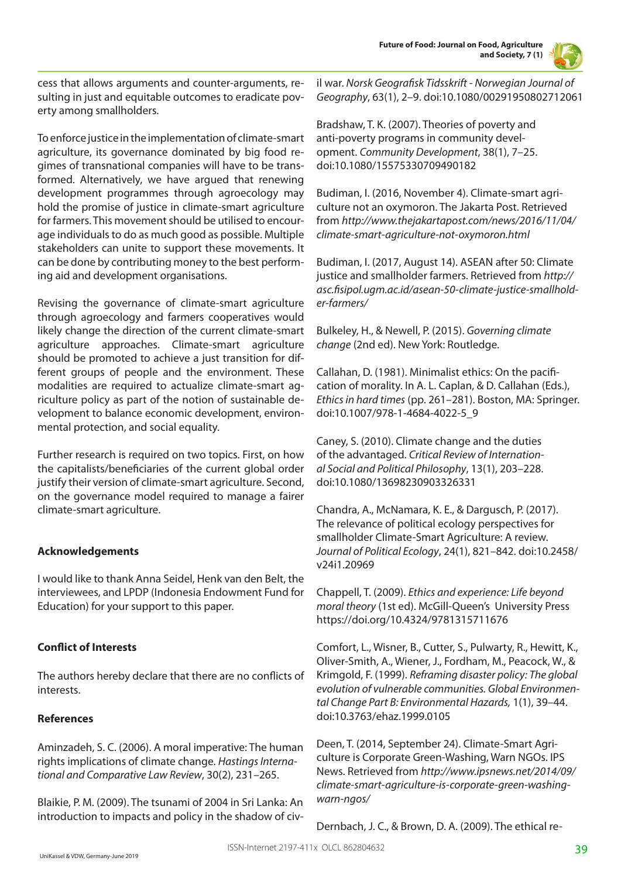cess that allows arguments and counter-arguments, resulting in just and equitable outcomes to eradicate poverty among smallholders.

To enforce justice in the implementation of climate-smart agriculture, its governance dominated by big food regimes of transnational companies will have to be transformed. Alternatively, we have argued that renewing development programmes through agroecology may hold the promise of justice in climate-smart agriculture for farmers. This movement should be utilised to encourage individuals to do as much good as possible. Multiple stakeholders can unite to support these movements. It can be done by contributing money to the best performing aid and development organisations.

Revising the governance of climate-smart agriculture through agroecology and farmers cooperatives would likely change the direction of the current climate-smart agriculture approaches. Climate-smart agriculture should be promoted to achieve a just transition for different groups of people and the environment. These modalities are required to actualize climate-smart agriculture policy as part of the notion of sustainable development to balance economic development, environmental protection, and social equality.

Further research is required on two topics. First, on how the capitalists/beneficiaries of the current global order justify their version of climate-smart agriculture. Second, on the governance model required to manage a fairer climate-smart agriculture.

## Acknowledgements

I would like to thank Anna Seidel, Henk van den Belt, the interviewees, and LPDP (Indonesia Endowment Fund for Education) for your support to this paper.

## Conflict of Interests

The authors hereby declare that there are no conflicts of interests.

## References

Aminzadeh, S. C. (2006). A moral imperative: The human rights implications of climate change. *Hastings International and Comparative Law Review*, 30(2), 231–265.

Blaikie, P. M. (2009). The tsunami of 2004 in Sri Lanka: An introduction to impacts and policy in the shadow of civil war. *Norsk Geografisk Tidsskrift - Norwegian Journal of Geography*, 63(1), 2–9. doi:10.1080/00291950802712061

Bradshaw, T. K. (2007). Theories of poverty and anti-poverty programs in community development. *Community Development*, 38(1), 7–25. doi:10.1080/15575330709490182

Budiman, I. (2016, November 4). Climate-smart agriculture not an oxymoron. The Jakarta Post. Retrieved from *http://www.thejakartapost.com/news/2016/11/04/climate-smart-agriculture-not-oxymoron.html*

Budiman, I. (2017, August 14). ASEAN after 50: Climate justice and smallholder farmers. Retrieved from *http://asc.fisipol.ugm.ac.id/asean-50-climate-justice-smallholder-farmers/*

Bulkeley, H., & Newell, P. (2015). *Governing climate change* (2nd ed). New York: Routledge.

Callahan, D. (1981). Minimalist ethics: On the pacification of morality. In A. L. Caplan, & D. Callahan (Eds.), *Ethics in hard times* (pp. 261–281). Boston, MA: Springer. doi:10.1007/978-1-4684-4022-5_9

Caney, S. (2010). Climate change and the duties of the advantaged. *Critical Review of International Social and Political Philosophy*, 13(1), 203–228. doi:10.1080/13698230903326331

Chandra, A., McNamara, K. E., & Dargusch, P. (2017). The relevance of political ecology perspectives for smallholder Climate-Smart Agriculture: A review. *Journal of Political Ecology*, 24(1), 821–842. doi:10.2458/v24i1.20969

Chappell, T. (2009). *Ethics and experience: Life beyond moral theory* (1st ed). McGill-Queen's University Press https://doi.org/10.4324/9781315711676

Comfort, L., Wisner, B., Cutter, S., Pulwarty, R., Hewitt, K., Oliver-Smith, A., Wiener, J., Fordham, M., Peacock, W., & Krimgold, F. (1999). *Reframing disaster policy: The global evolution of vulnerable communities. Global Environmental Change Part B: Environmental Hazards,* 1(1), 39–44. doi:10.3763/ehaz.1999.0105

Deen, T. (2014, September 24). Climate-Smart Agriculture is Corporate Green-Washing, Warn NGOs. IPS News. Retrieved from *http://www.ipsnews.net/2014/09/climate-smart-agriculture-is-corporate-green-washing-warn-ngos/*

Dernbach, J. C., & Brown, D. A. (2009). The ethical re-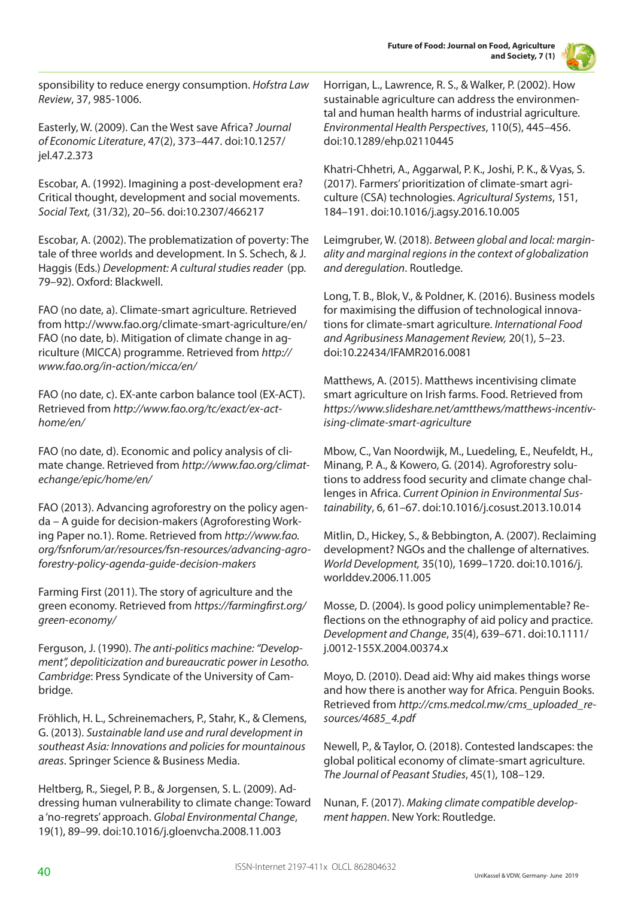sponsibility to reduce energy consumption. *Hofstra Law Review*, 37, 985-1006.

Easterly, W. (2009). Can the West save Africa? *Journal of Economic Literature*, 47(2), 373–447. doi:10.1257/jel.47.2.373

Escobar, A. (1992). Imagining a post-development era? Critical thought, development and social movements. *Social Text,* (31/32), 20–56. doi:10.2307/466217

Escobar, A. (2002). The problematization of poverty: The tale of three worlds and development. In S. Schech, & J. Haggis (Eds.) *Development: A cultural studies reader* (pp. 79–92). Oxford: Blackwell.

FAO (no date, a). Climate-smart agriculture. Retrieved from http://www.fao.org/climate-smart-agriculture/en/
FAO (no date, b). Mitigation of climate change in agriculture (MICCA) programme. Retrieved from *http://www.fao.org/in-action/micca/en/*

FAO (no date, c). EX-ante carbon balance tool (EX-ACT). Retrieved from *http://www.fao.org/tc/exact/ex-act-home/en/*

FAO (no date, d). Economic and policy analysis of climate change. Retrieved from *http://www.fao.org/climatechange/epic/home/en/*

FAO (2013). Advancing agroforestry on the policy agenda – A guide for decision-makers (Agroforesting Working Paper no.1). Rome. Retrieved from *http://www.fao.org/fsnforum/ar/resources/fsn-resources/advancing-agroforestry-policy-agenda-guide-decision-makers*

Farming First (2011). The story of agriculture and the green economy. Retrieved from *https://farmingfirst.org/green-economy/*

Ferguson, J. (1990). *The anti-politics machine: "Development", depoliticization and bureaucratic power in Lesotho. Cambridge*: Press Syndicate of the University of Cambridge.

Fröhlich, H. L., Schreinemachers, P., Stahr, K., & Clemens, G. (2013). *Sustainable land use and rural development in southeast Asia: Innovations and policies for mountainous areas*. Springer Science & Business Media.

Heltberg, R., Siegel, P. B., & Jorgensen, S. L. (2009). Addressing human vulnerability to climate change: Toward a 'no-regrets' approach. *Global Environmental Change*, 19(1), 89–99. doi:10.1016/j.gloenvcha.2008.11.003

Horrigan, L., Lawrence, R. S., & Walker, P. (2002). How sustainable agriculture can address the environmental and human health harms of industrial agriculture. *Environmental Health Perspectives*, 110(5), 445–456. doi:10.1289/ehp.02110445

Khatri-Chhetri, A., Aggarwal, P. K., Joshi, P. K., & Vyas, S. (2017). Farmers' prioritization of climate-smart agriculture (CSA) technologies. *Agricultural Systems*, 151, 184–191. doi:10.1016/j.agsy.2016.10.005

Leimgruber, W. (2018). *Between global and local: marginality and marginal regions in the context of globalization and deregulation*. Routledge.

Long, T. B., Blok, V., & Poldner, K. (2016). Business models for maximising the diffusion of technological innovations for climate-smart agriculture. *International Food and Agribusiness Management Review,* 20(1), 5–23. doi:10.22434/IFAMR2016.0081

Matthews, A. (2015). Matthews incentivising climate smart agriculture on Irish farms. Food. Retrieved from *https://www.slideshare.net/amtthews/matthews-incentivising-climate-smart-agriculture*

Mbow, C., Van Noordwijk, M., Luedeling, E., Neufeldt, H., Minang, P. A., & Kowero, G. (2014). Agroforestry solutions to address food security and climate change challenges in Africa. *Current Opinion in Environmental Sustainability*, 6, 61–67. doi:10.1016/j.cosust.2013.10.014

Mitlin, D., Hickey, S., & Bebbington, A. (2007). Reclaiming development? NGOs and the challenge of alternatives. *World Development,* 35(10), 1699–1720. doi:10.1016/j.worlddev.2006.11.005

Mosse, D. (2004). Is good policy unimplementable? Reflections on the ethnography of aid policy and practice. *Development and Change*, 35(4), 639–671. doi:10.1111/j.0012-155X.2004.00374.x

Moyo, D. (2010). Dead aid: Why aid makes things worse and how there is another way for Africa. Penguin Books. Retrieved from *http://cms.medcol.mw/cms_uploaded_resources/4685_4.pdf*

Newell, P., & Taylor, O. (2018). Contested landscapes: the global political economy of climate-smart agriculture. *The Journal of Peasant Studies*, 45(1), 108–129.

Nunan, F. (2017). *Making climate compatible development happen*. New York: Routledge.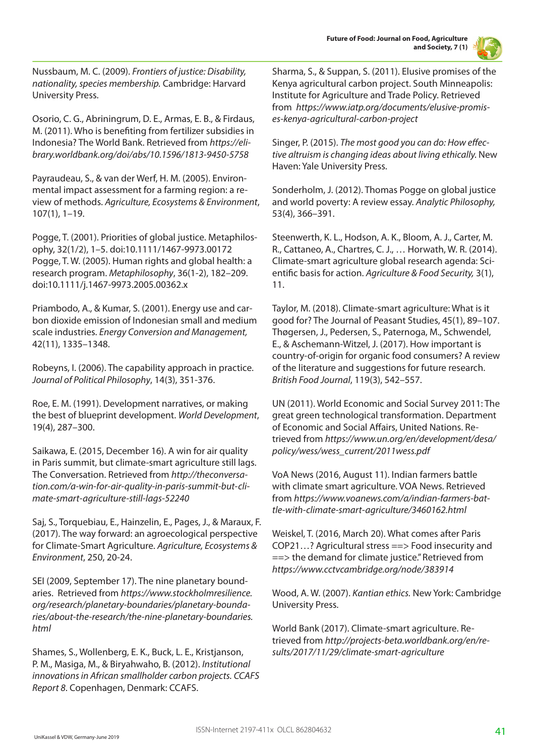Nussbaum, M. C. (2009). *Frontiers of justice: Disability, nationality, species membership.* Cambridge: Harvard University Press.

Osorio, C. G., Abriningrum, D. E., Armas, E. B., & Firdaus, M. (2011). Who is benefiting from fertilizer subsidies in Indonesia? The World Bank. Retrieved from *https://elibrary.worldbank.org/doi/abs/10.1596/1813-9450-5758*

Payraudeau, S., & van der Werf, H. M. (2005). Environmental impact assessment for a farming region: a review of methods. *Agriculture, Ecosystems & Environment*, 107(1), 1–19.

Pogge, T. (2001). Priorities of global justice. Metaphilosophy, 32(1/2), 1–5. doi:10.1111/1467-9973.00172

Pogge, T. W. (2005). Human rights and global health: a research program. *Metaphilosophy*, 36(1-2), 182–209. doi:10.1111/j.1467-9973.2005.00362.x

Priambodo, A., & Kumar, S. (2001). Energy use and carbon dioxide emission of Indonesian small and medium scale industries. *Energy Conversion and Management,* 42(11), 1335–1348.

Robeyns, I. (2006). The capability approach in practice. *Journal of Political Philosophy*, 14(3), 351-376.

Roe, E. M. (1991). Development narratives, or making the best of blueprint development. *World Development*, 19(4), 287–300.

Saikawa, E. (2015, December 16). A win for air quality in Paris summit, but climate-smart agriculture still lags. The Conversation. Retrieved from *http://theconversation.com/a-win-for-air-quality-in-paris-summit-but-climate-smart-agriculture-still-lags-52240*

Saj, S., Torquebiau, E., Hainzelin, E., Pages, J., & Maraux, F. (2017). The way forward: an agroecological perspective for Climate-Smart Agriculture. *Agriculture, Ecosystems & Environment*, 250, 20-24.

SEI (2009, September 17). The nine planetary boundaries. Retrieved from *https://www.stockholmresilience.org/research/planetary-boundaries/planetary-boundaries/about-the-research/the-nine-planetary-boundaries.html*

Shames, S., Wollenberg, E. K., Buck, L. E., Kristjanson, P. M., Masiga, M., & Biryahwaho, B. (2012). *Institutional innovations in African smallholder carbon projects. CCAFS Report 8*. Copenhagen, Denmark: CCAFS.

Sharma, S., & Suppan, S. (2011). Elusive promises of the Kenya agricultural carbon project. South Minneapolis: Institute for Agriculture and Trade Policy. Retrieved from *https://www.iatp.org/documents/elusive-promises-kenya-agricultural-carbon-project*

Singer, P. (2015). *The most good you can do: How effective altruism is changing ideas about living ethically.* New Haven: Yale University Press.

Sonderholm, J. (2012). Thomas Pogge on global justice and world poverty: A review essay. *Analytic Philosophy,* 53(4), 366–391.

Steenwerth, K. L., Hodson, A. K., Bloom, A. J., Carter, M. R., Cattaneo, A., Chartres, C. J., … Horwath, W. R. (2014). Climate-smart agriculture global research agenda: Scientific basis for action. *Agriculture & Food Security,* 3(1), 11.

Taylor, M. (2018). Climate-smart agriculture: What is it good for? The Journal of Peasant Studies, 45(1), 89–107.

Thøgersen, J., Pedersen, S., Paternoga, M., Schwendel, E., & Aschemann-Witzel, J. (2017). How important is country-of-origin for organic food consumers? A review of the literature and suggestions for future research. *British Food Journal*, 119(3), 542–557.

UN (2011). World Economic and Social Survey 2011: The great green technological transformation. Department of Economic and Social Affairs, United Nations. Retrieved from *https://www.un.org/en/development/desa/policy/wess/wess_current/2011wess.pdf*

VoA News (2016, August 11). Indian farmers battle with climate smart agriculture. VOA News. Retrieved from *https://www.voanews.com/a/indian-farmers-battle-with-climate-smart-agriculture/3460162.html*

Weiskel, T. (2016, March 20). What comes after Paris COP21…? Agricultural stress ==> Food insecurity and ==> the demand for climate justice." Retrieved from *https://www.cctvcambridge.org/node/383914*

Wood, A. W. (2007). *Kantian ethics.* New York: Cambridge University Press.

World Bank (2017). Climate-smart agriculture. Retrieved from *http://projects-beta.worldbank.org/en/results/2017/11/29/climate-smart-agriculture*